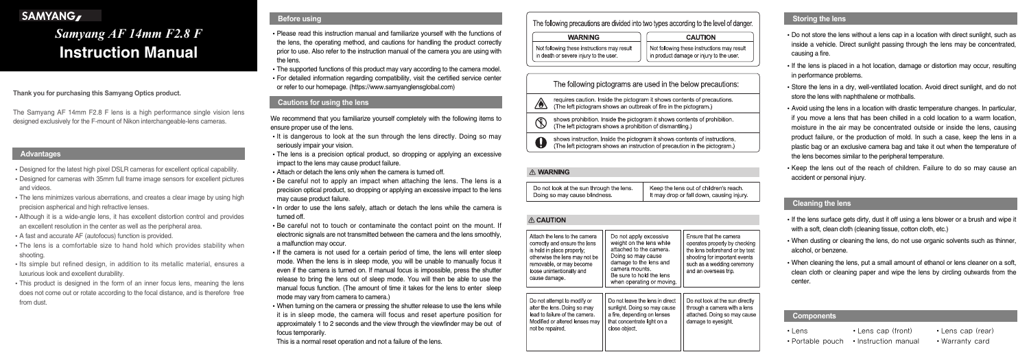SAMYANG

# *Samyang AF 14mm F2.8 F*
# Instruction Manual

**Thank you for purchasing this Samyang Optics product.**

The Samyang AF 14mm F2.8 F lens is a high performance single vision lens designed exclusively for the F-mount of Nikon interchangeable-lens cameras.

## Advantages

- Designed for the latest high pixel DSLR cameras for excellent optical capability.
- Designed for cameras with 35mm full frame image sensors for excellent pictures and videos.
- The lens minimizes various aberrations, and creates a clear image by using high precision aspherical and high refractive lenses.
- Although it is a wide-angle lens, it has excellent distortion control and provides an excellent resolution in the center as well as the peripheral area.
- A fast and accurate AF (autofocus) function is provided.
- The lens is a comfortable size to hand hold which provides stability when shooting.
- Its simple but refined design, in addition to its metallic material, ensures a luxurious look and excellent durability.
- This product is designed in the form of an inner focus lens, meaning the lens does not come out or rotate according to the focal distance, and is therefore free from dust.

## Before using

- Please read this instruction manual and familiarize yourself with the functions of the lens, the operating method, and cautions for handling the product correctly prior to use. Also refer to the instruction manual of the camera you are using with the lens.
- The supported functions of this product may vary according to the camera model.
- For detailed information regarding compatibility, visit the certified service center or refer to our homepage. (https://www.samyanglensglobal.com)

## Cautions for using the lens

We recommend that you familiarize yourself completely with the following items to ensure proper use of the lens.

- It is dangerous to look at the sun through the lens directly. Doing so may seriously impair your vision.
- The lens is a precision optical product, so dropping or applying an excessive impact to the lens may cause product failure.
- Attach or detach the lens only when the camera is turned off.
- Be careful not to apply an impact when attaching the lens. The lens is a precision optical product, so dropping or applying an excessive impact to the lens may cause product failure.
- In order to use the lens safely, attach or detach the lens while the camera is turned off.
- Be careful not to touch or contaminate the contact point on the mount. If electronic signals are not transmitted between the camera and the lens smoothly, a malfunction may occur.
- If the camera is not used for a certain period of time, the lens will enter sleep mode. When the lens is in sleep mode, you will be unable to manually focus it even if the camera is turned on. If manual focus is impossible, press the shutter release to bring the lens out of sleep mode. You will then be able to use the manual focus function. (The amount of time it takes for the lens to enter sleep mode may vary from camera to camera.)
- When turning on the camera or pressing the shutter release to use the lens while it is in sleep mode, the camera will focus and reset aperture position for approximately 1 to 2 seconds and the view through the viewfinder may be out of focus temporarily.
  This is a normal reset operation and not a failure of the lens.

The following precautions are divided into two types according to the level of danger.

| WARNING | CAUTION |
| --- | --- |
| Not following these instructions may result in death or severe injury to the user. | Not following these instructions may result in product damage or injury to the user. |

The following pictograms are used in the below precautions:

- requires caution. Inside the pictogram it shows contents of precautions. (The left pictogram shows an outbreak of fire in the pictogram.)
- shows prohibition. Inside the pictogram it shows contents of prohibition. (The left pictogram shows a prohibition of dismantling.)
- shows instruction. Inside the pictogram it shows contents of instructions. (The left pictogram shows an instruction of precaution in the pictogram.)

### ⚠ WARNING

| | |
| --- | --- |
| Do not look at the sun through the lens. Doing so may cause blindness. | Keep the lens out of children's reach. It may drop or fall down, causing injury. |

### ⚠ CAUTION

| | | |
| --- | --- | --- |
| Attach the lens to the camera correctly and ensure the lens is held in place properly; otherwise the lens may not be removable, or may become loose unintentionally and cause damage. | Do not apply excessive weight on the lens while attached to the camera. Doing so may cause damage to the lens and camera mounts. Be sure to hold the lens when operating or moving. | Ensure that the camera operates properly by checking the lens beforehand or by test shooting for important events such as a wedding ceremony and an overseas trip. |
| Do not attempt to modify or alter the lens. Doing so may lead to failure of the camera. Modified or altered lenses may not be repaired. | Do not leave the lens in direct sunlight. Doing so may cause a fire, depending on lenses that concentrate light on a close object. | Do not look at the sun directly through a camera with a lens attached. Doing so may cause damage to eyesight. |

## Storing the lens

- Do not store the lens without a lens cap in a location with direct sunlight, such as inside a vehicle. Direct sunlight passing through the lens may be concentrated, causing a fire.
- If the lens is placed in a hot location, damage or distortion may occur, resulting in performance problems.
- Store the lens in a dry, well-ventilated location. Avoid direct sunlight, and do not store the lens with naphthalene or mothballs.
- Avoid using the lens in a location with drastic temperature changes. In particular, if you move a lens that has been chilled in a cold location to a warm location, moisture in the air may be concentrated outside or inside the lens, causing product failure, or the production of mold. In such a case, keep the lens in a plastic bag or an exclusive camera bag and take it out when the temperature of the lens becomes similar to the peripheral temperature.
- Keep the lens out of the reach of children. Failure to do so may cause an accident or personal injury.

## Cleaning the lens

- If the lens surface gets dirty, dust it off using a lens blower or a brush and wipe it with a soft, clean cloth (cleaning tissue, cotton cloth, etc.)
- When dusting or cleaning the lens, do not use organic solvents such as thinner, alcohol, or benzene.
- When cleaning the lens, put a small amount of ethanol or lens cleaner on a soft, clean cloth or cleaning paper and wipe the lens by circling outwards from the center.

## Components

- Lens
- Lens cap (front)
- Lens cap (rear)
- Portable pouch
- Instruction manual
- Warranty card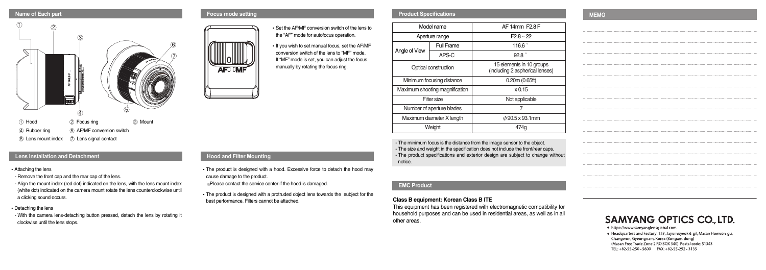## Name of Each part

① Hood ② Focus ring ③ Mount
④ Rubber ring ⑤ AF/MF conversion switch
⑥ Lens mount index ⑦ Lens signal contact

## Lens Installation and Detachment

- Attaching the lens
  - Remove the front cap and the rear cap of the lens.
  - Align the mount index (red dot) indicated on the lens, with the lens mount index (white dot) indicated on the camera mount rotate the lens counterclockwise until a clicking sound occurs.
- Detaching the lens
  - With the camera lens-detaching button pressed, detach the lens by rotating it clockwise until the lens stops.

## Focus mode setting

AF MF

- Set the AF/MF conversion switch of the lens to the "AF" mode for autofocus operation.
- If you wish to set manual focus, set the AF/MF conversion switch of the lens to "MF" mode. If "MF" mode is set, you can adjust the focus manually by rotating the focus ring.

## Hood and Filter Mounting

- The product is designed with a hood. Excessive force to detach the hood may cause damage to the product.
  ※Please contact the service center if the hood is damaged.
- The product is designed with a protruded object lens towards the subject for the best performance. Filters cannot be attached.

## Product Specifications

| | | |
|---|---|---|
| Model name | | AF 14mm F2.8 F |
| Aperture range | | F2.8 ~ 22 |
| Angle of View | Full Frame | 116.6 ° |
| | APS-C | 92.8 ° |
| Optical construction | | 15 elements in 10 groups (including 2 aspherical lenses) |
| Minimum focusing distance | | 0.20m (0.65ft) |
| Maximum shooting magnification | | x 0.15 |
| Filter size | | Not applicable |
| Number of aperture blades | | 7 |
| Maximum diameter X length | | Φ90.5 x 93.1mm |
| Weight | | 474g |

- The minimum focus is the distance from the image sensor to the object.
- The size and weight in the specification does not include the front/rear caps.
- The product specifications and exterior design are subject to change without notice.

## EMC Product

**Class B equipment: Korean Class B ITE**

This equipment has been registered with electromagnetic compatibility for household purposes and can be used in residential areas, as well as in all other areas.

## MEMO

# SAMYANG OPTICS CO., LTD.

- https://www.samyanglensglobal.com
- Headquarters and Factory: 123, Jayumuyeok 6-gil, Masan Hoewon-gu, Changwon, Gyeongnam, Korea (Bongam-dong) (Masan Free Trade Zone 2 P.O.BOX 340) Postal code: 51343
TEL: +82-55-250 - 5600 FAX: +82-55-292 - 3135